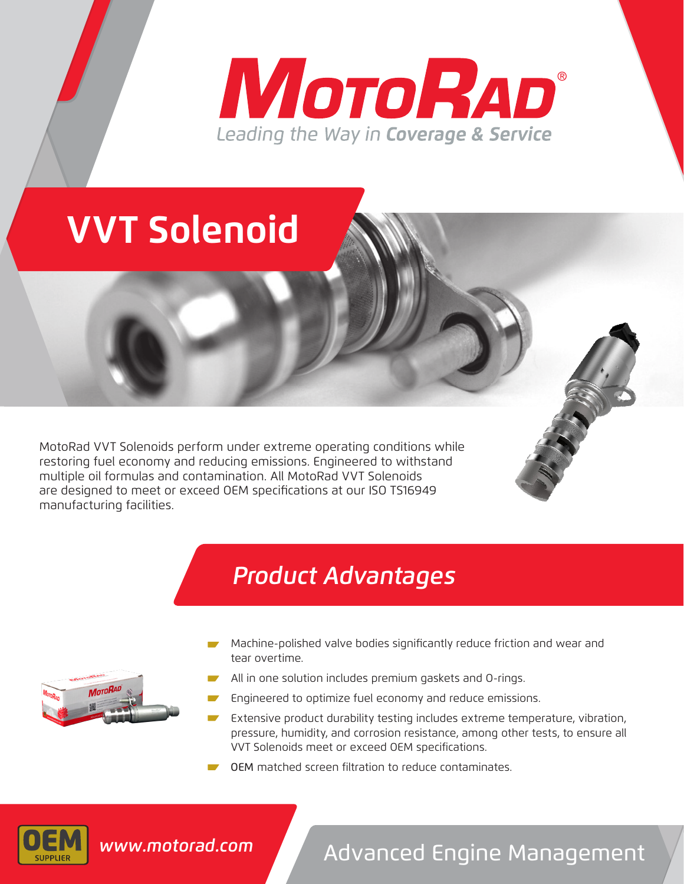# MotoRad®

*Leading the Way in **Coverage & Service***

# VVT Solenoid

MotoRad VVT Solenoids perform under extreme operating conditions while restoring fuel economy and reducing emissions. Engineered to withstand multiple oil formulas and contamination. All MotoRad VVT Solenoids are designed to meet or exceed OEM specifications at our ISO TS16949 manufacturing facilities.

## *Product Advantages*

- Machine-polished valve bodies significantly reduce friction and wear and tear overtime.
- All in one solution includes premium gaskets and O-rings.
- Engineered to optimize fuel economy and reduce emissions.
- Extensive product durability testing includes extreme temperature, vibration, pressure, humidity, and corrosion resistance, among other tests, to ensure all VVT Solenoids meet or exceed OEM specifications.
- OEM matched screen filtration to reduce contaminates.

OEM SUPPLIER

*www.motorad.com*

Advanced Engine Management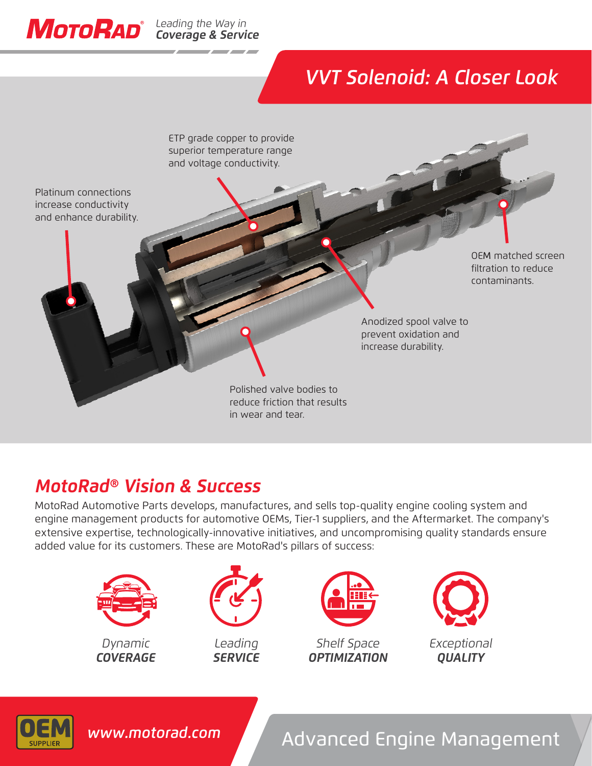MotoRad® Leading the Way in **Coverage & Service**

## VVT Solenoid: A Closer Look

ETP grade copper to provide superior temperature range and voltage conductivity.

Platinum connections increase conductivity and enhance durability.

OEM matched screen filtration to reduce contaminants.

Anodized spool valve to prevent oxidation and increase durability.

Polished valve bodies to reduce friction that results in wear and tear.

## MotoRad® Vision & Success

MotoRad Automotive Parts develops, manufactures, and sells top-quality engine cooling system and engine management products for automotive OEMs, Tier-1 suppliers, and the Aftermarket. The company's extensive expertise, technologically-innovative initiatives, and uncompromising quality standards ensure added value for its customers. These are MotoRad's pillars of success:

- Dynamic **COVERAGE**
- Leading **SERVICE**
- Shelf Space **OPTIMIZATION**
- Exceptional **QUALITY**

OEM SUPPLIER

www.motorad.com

Advanced Engine Management